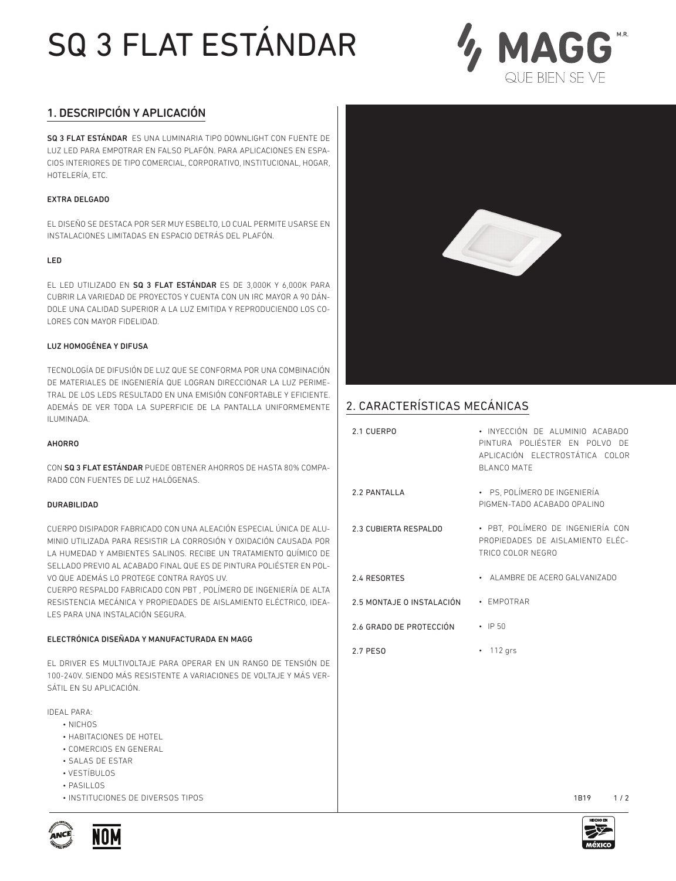# SQ 3 FLAT ESTÁNDAR

MAGG M.R.
QUE BIEN SE VE

## 1. DESCRIPCIÓN Y APLICACIÓN

**SQ 3 FLAT ESTÁNDAR** ES UNA LUMINARIA TIPO DOWNLIGHT CON FUENTE DE LUZ LED PARA EMPOTRAR EN FALSO PLAFÓN. PARA APLICACIONES EN ESPACIOS INTERIORES DE TIPO COMERCIAL, CORPORATIVO, INSTITUCIONAL, HOGAR, HOTELERÍA, ETC.

### EXTRA DELGADO

EL DISEÑO SE DESTACA POR SER MUY ESBELTO, LO CUAL PERMITE USARSE EN INSTALACIONES LIMITADAS EN ESPACIO DETRÁS DEL PLAFÓN.

### LED

EL LED UTILIZADO EN **SQ 3 FLAT ESTÁNDAR** ES DE 3,000K Y 6,000K PARA CUBRIR LA VARIEDAD DE PROYECTOS Y CUENTA CON UN IRC MAYOR A 90 DÁNDOLE UNA CALIDAD SUPERIOR A LA LUZ EMITIDA Y REPRODUCIENDO LOS COLORES CON MAYOR FIDELIDAD.

### LUZ HOMOGÉNEA Y DIFUSA

TECNOLOGÍA DE DIFUSIÓN DE LUZ QUE SE CONFORMA POR UNA COMBINACIÓN DE MATERIALES DE INGENIERÍA QUE LOGRAN DIRECCIONAR LA LUZ PERIMETRAL DE LOS LEDS RESULTADO EN UNA EMISIÓN CONFORTABLE Y EFICIENTE. ADEMÁS DE VER TODA LA SUPERFICIE DE LA PANTALLA UNIFORMEMENTE ILUMINADA.

### AHORRO

CON **SQ 3 FLAT ESTÁNDAR** PUEDE OBTENER AHORROS DE HASTA 80% COMPARADO CON FUENTES DE LUZ HALÓGENAS.

### DURABILIDAD

CUERPO DISIPADOR FABRICADO CON UNA ALEACIÓN ESPECIAL ÚNICA DE ALUMINIO UTILIZADA PARA RESISTIR LA CORROSIÓN Y OXIDACIÓN CAUSADA POR LA HUMEDAD Y AMBIENTES SALINOS. RECIBE UN TRATAMIENTO QUÍMICO DE SELLADO PREVIO AL ACABADO FINAL QUE ES DE PINTURA POLIÉSTER EN POLVO QUE ADEMÁS LO PROTEGE CONTRA RAYOS UV.
CUERPO RESPALDO FABRICADO CON PBT , POLÍMERO DE INGENIERÍA DE ALTA RESISTENCIA MECÁNICA Y PROPIEDADES DE AISLAMIENTO ELÉCTRICO, IDEALES PARA UNA INSTALACIÓN SEGURA.

### ELECTRÓNICA DISEÑADA Y MANUFACTURADA EN MAGG

EL DRIVER ES MULTIVOLTAJE PARA OPERAR EN UN RANGO DE TENSIÓN DE 100-240V. SIENDO MÁS RESISTENTE A VARIACIONES DE VOLTAJE Y MÁS VERSÁTIL EN SU APLICACIÓN.

IDEAL PARA:

- NICHOS
- HABITACIONES DE HOTEL
- COMERCIOS EN GENERAL
- SALAS DE ESTAR
- VESTÍBULOS
- PASILLOS
- INSTITUCIONES DE DIVERSOS TIPOS

## 2. CARACTERÍSTICAS MECÁNICAS

| | |
|---|---|
| 2.1 CUERPO | • INYECCIÓN DE ALUMINIO ACABADO PINTURA POLIÉSTER EN POLVO DE APLICACIÓN ELECTROSTÁTICA COLOR BLANCO MATE |
| 2.2 PANTALLA | • PS, POLÍMERO DE INGENIERÍA PIGMEN-TADO ACABADO OPALINO |
| 2.3 CUBIERTA RESPALDO | • PBT, POLÍMERO DE INGENIERÍA CON PROPIEDADES DE AISLAMIENTO ELÉCTRICO COLOR NEGRO |
| 2.4 RESORTES | • ALAMBRE DE ACERO GALVANIZADO |
| 2.5 MONTAJE O INSTALACIÓN | • EMPOTRAR |
| 2.6 GRADO DE PROTECCIÓN | • IP 50 |
| 2.7 PESO | • 112 grs |

1B19

ANCE NOM

HECHO EN MÉXICO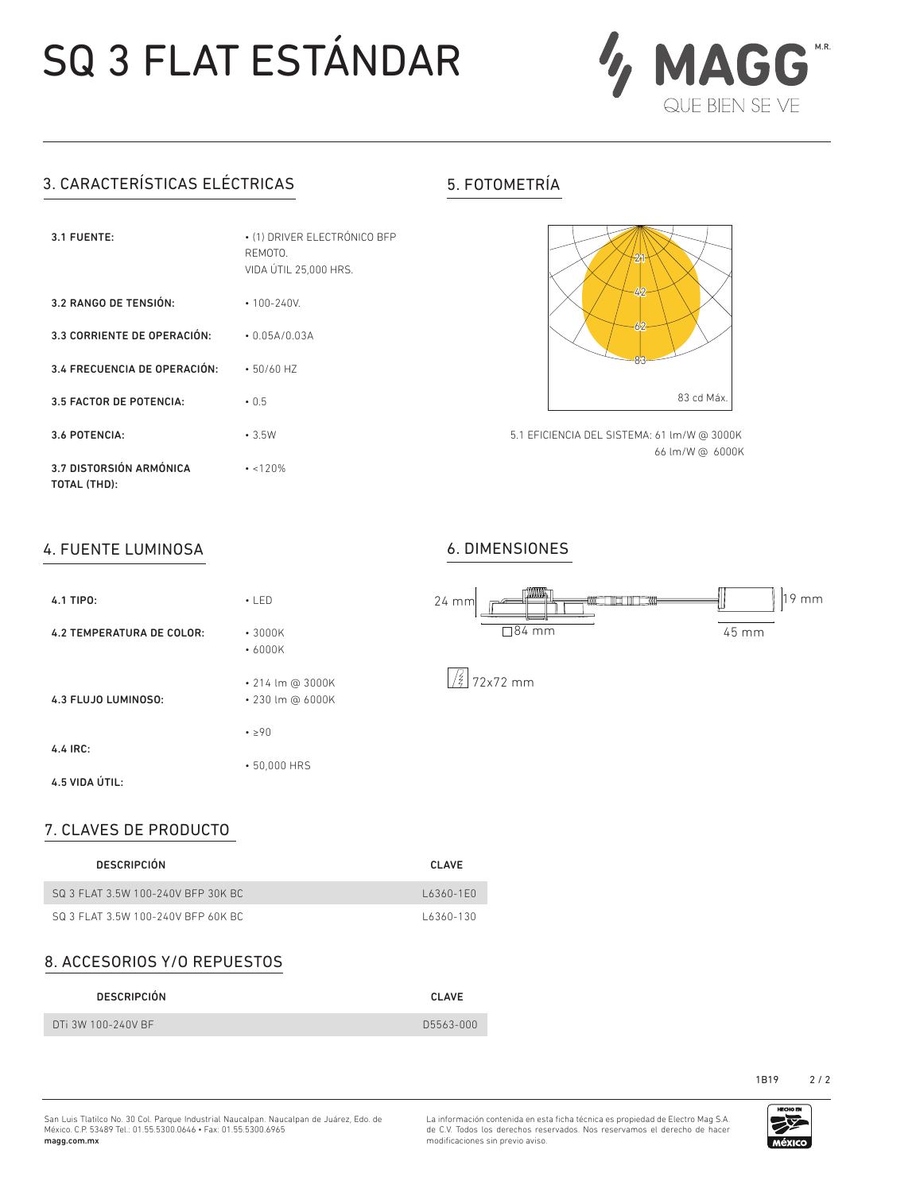# SQ 3 FLAT ESTÁNDAR

MAGG M.R.
QUE BIEN SE VE

## 3. CARACTERÍSTICAS ELÉCTRICAS

| | |
|---|---|
| **3.1 FUENTE:** | • (1) DRIVER ELECTRÓNICO BFP REMOTO. VIDA ÚTIL 25,000 HRS. |
| **3.2 RANGO DE TENSIÓN:** | • 100-240V. |
| **3.3 CORRIENTE DE OPERACIÓN:** | • 0.05A/0.03A |
| **3.4 FRECUENCIA DE OPERACIÓN:** | • 50/60 HZ |
| **3.5 FACTOR DE POTENCIA:** | • 0.5 |
| **3.6 POTENCIA:** | • 3.5W |
| **3.7 DISTORSIÓN ARMÓNICA TOTAL (THD):** | • <120% |

## 5. FOTOMETRÍA

21
42
62
83
83 cd Máx.

5.1 EFICIENCIA DEL SISTEMA: 61 lm/W @ 3000K
66 lm/W @ 6000K

## 4. FUENTE LUMINOSA

| | |
|---|---|
| **4.1 TIPO:** | • LED |
| **4.2 TEMPERATURA DE COLOR:** | • 3000K<br>• 6000K |
| **4.3 FLUJO LUMINOSO:** | • 214 lm @ 3000K<br>• 230 lm @ 6000K |
| **4.4 IRC:** | • ≥90 |
| **4.5 VIDA ÚTIL:** | • 50,000 HRS |

## 6. DIMENSIONES

24 mm
□84 mm
19 mm
45 mm
72x72 mm

## 7. CLAVES DE PRODUCTO

| DESCRIPCIÓN | CLAVE |
|---|---|
| SQ 3 FLAT 3.5W 100-240V BFP 30K BC | L6360-1E0 |
| SQ 3 FLAT 3.5W 100-240V BFP 60K BC | L6360-130 |

## 8. ACCESORIOS Y/O REPUESTOS

| DESCRIPCIÓN | CLAVE |
|---|---|
| DTi 3W 100-240V BF | D5563-000 |

1B19

San Luis Tlatilco No. 30 Col. Parque Industrial Naucalpan. Naucalpan de Juárez, Edo. de México. C.P. 53489 Tel.: 01.55.5300.0646 • Fax: 01.55.5300.6965
**magg.com.mx**

La información contenida en esta ficha técnica es propiedad de Electro Mag S.A. de C.V. Todos los derechos reservados. Nos reservamos el derecho de hacer modificaciones sin previo aviso.

HECHO EN MÉXICO